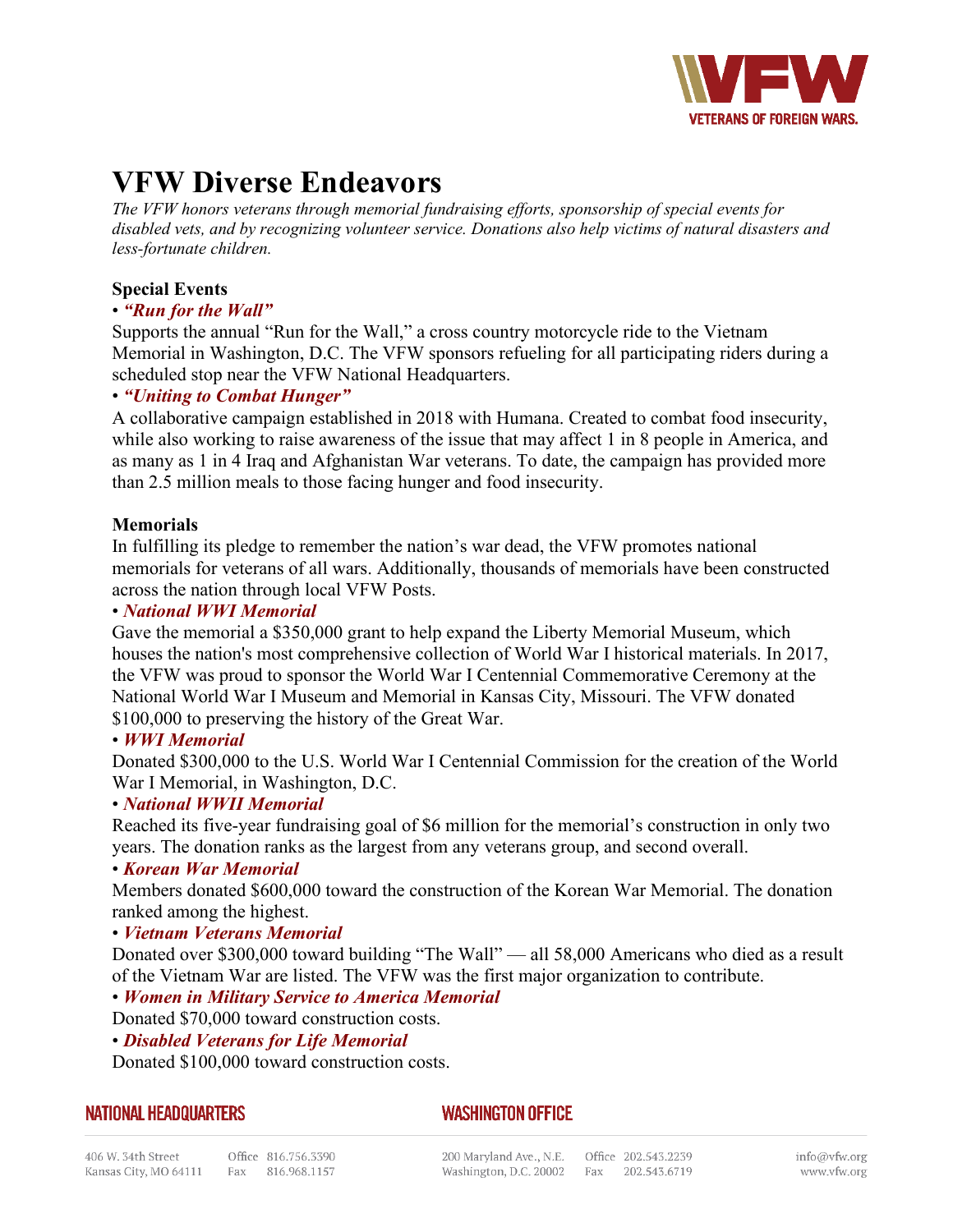# VFW Diverse Endeavors

*The VFW honors veterans through memorial fundraising efforts, sponsorship of special events for disabled vets, and by recognizing volunteer service. Donations also help victims of natural disasters and less-fortunate children.*

**Special Events**

• ***"Run for the Wall"***

Supports the annual "Run for the Wall," a cross country motorcycle ride to the Vietnam Memorial in Washington, D.C. The VFW sponsors refueling for all participating riders during a scheduled stop near the VFW National Headquarters.

• ***"Uniting to Combat Hunger"***

A collaborative campaign established in 2018 with Humana. Created to combat food insecurity, while also working to raise awareness of the issue that may affect 1 in 8 people in America, and as many as 1 in 4 Iraq and Afghanistan War veterans. To date, the campaign has provided more than 2.5 million meals to those facing hunger and food insecurity.

**Memorials**

In fulfilling its pledge to remember the nation's war dead, the VFW promotes national memorials for veterans of all wars. Additionally, thousands of memorials have been constructed across the nation through local VFW Posts.

• ***National WWI Memorial***

Gave the memorial a $350,000 grant to help expand the Liberty Memorial Museum, which houses the nation's most comprehensive collection of World War I historical materials. In 2017, the VFW was proud to sponsor the World War I Centennial Commemorative Ceremony at the National World War I Museum and Memorial in Kansas City, Missouri. The VFW donated $100,000 to preserving the history of the Great War.

• ***WWI Memorial***

Donated $300,000 to the U.S. World War I Centennial Commission for the creation of the World War I Memorial, in Washington, D.C.

• ***National WWII Memorial***

Reached its five-year fundraising goal of $6 million for the memorial's construction in only two years. The donation ranks as the largest from any veterans group, and second overall.

• ***Korean War Memorial***

Members donated $600,000 toward the construction of the Korean War Memorial. The donation ranked among the highest.

• ***Vietnam Veterans Memorial***

Donated over $300,000 toward building "The Wall" — all 58,000 Americans who died as a result of the Vietnam War are listed. The VFW was the first major organization to contribute.

• ***Women in Military Service to America Memorial***

Donated $70,000 toward construction costs.

• ***Disabled Veterans for Life Memorial***

Donated $100,000 toward construction costs.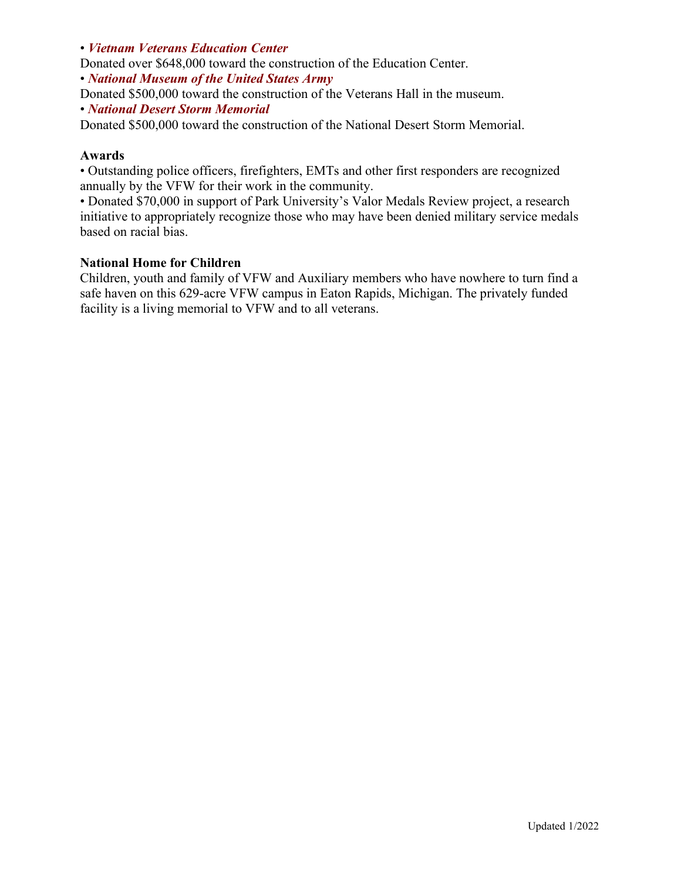• ***Vietnam Veterans Education Center***
Donated over $648,000 toward the construction of the Education Center.
• ***National Museum of the United States Army***
Donated $500,000 toward the construction of the Veterans Hall in the museum.
• ***National Desert Storm Memorial***
Donated $500,000 toward the construction of the National Desert Storm Memorial.

**Awards**

• Outstanding police officers, firefighters, EMTs and other first responders are recognized annually by the VFW for their work in the community.
• Donated $70,000 in support of Park University's Valor Medals Review project, a research initiative to appropriately recognize those who may have been denied military service medals based on racial bias.

**National Home for Children**

Children, youth and family of VFW and Auxiliary members who have nowhere to turn find a safe haven on this 629-acre VFW campus in Eaton Rapids, Michigan. The privately funded facility is a living memorial to VFW and to all veterans.

Updated 1/2022